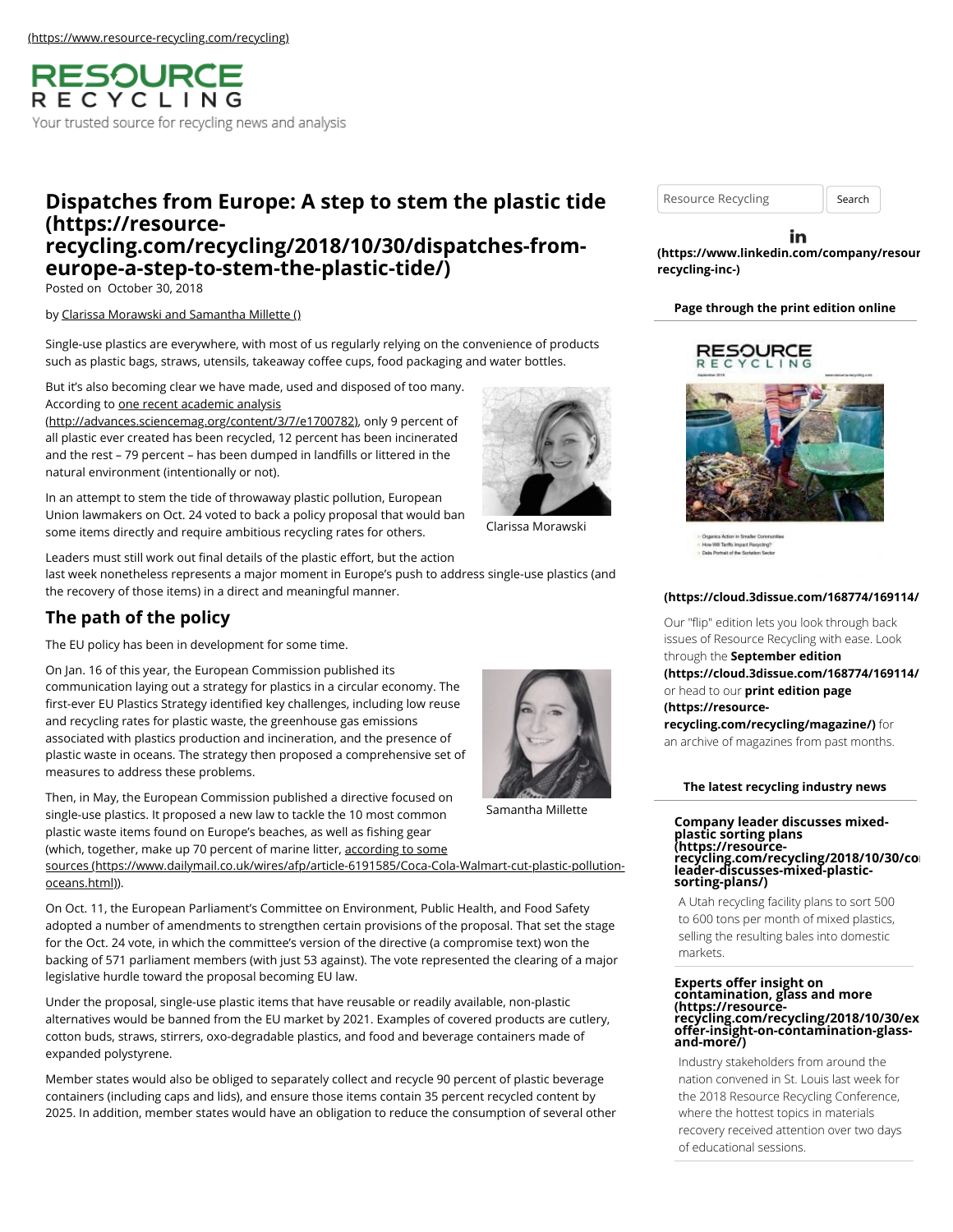(https://www.resource-recycling.com/recycling)

RESOURCE RECYCLING

Your trusted source for recycling news and analysis

# Dispatches from Europe: A step to stem the plastic tide (https://resource-recycling.com/recycling/2018/10/30/dispatches-from-europe-a-step-to-stem-the-plastic-tide/)

Posted on October 30, 2018

by Clarissa Morawski and Samantha Millette ()

Single-use plastics are everywhere, with most of us regularly relying on the convenience of products such as plastic bags, straws, utensils, takeaway coffee cups, food packaging and water bottles.

But it's also becoming clear we have made, used and disposed of too many. According to one recent academic analysis (http://advances.sciencemag.org/content/3/7/e1700782), only 9 percent of all plastic ever created has been recycled, 12 percent has been incinerated and the rest – 79 percent – has been dumped in landfills or littered in the natural environment (intentionally or not).

Clarissa Morawski

In an attempt to stem the tide of throwaway plastic pollution, European Union lawmakers on Oct. 24 voted to back a policy proposal that would ban some items directly and require ambitious recycling rates for others.

Leaders must still work out final details of the plastic effort, but the action last week nonetheless represents a major moment in Europe's push to address single-use plastics (and the recovery of those items) in a direct and meaningful manner.

## The path of the policy

The EU policy has been in development for some time.

On Jan. 16 of this year, the European Commission published its communication laying out a strategy for plastics in a circular economy. The first-ever EU Plastics Strategy identified key challenges, including low reuse and recycling rates for plastic waste, the greenhouse gas emissions associated with plastics production and incineration, and the presence of plastic waste in oceans. The strategy then proposed a comprehensive set of measures to address these problems.

Samantha Millette

Then, in May, the European Commission published a directive focused on single-use plastics. It proposed a new law to tackle the 10 most common plastic waste items found on Europe's beaches, as well as fishing gear (which, together, make up 70 percent of marine litter, according to some sources (https://www.dailymail.co.uk/wires/afp/article-6191585/Coca-Cola-Walmart-cut-plastic-pollution-oceans.html)).

On Oct. 11, the European Parliament's Committee on Environment, Public Health, and Food Safety adopted a number of amendments to strengthen certain provisions of the proposal. That set the stage for the Oct. 24 vote, in which the committee's version of the directive (a compromise text) won the backing of 571 parliament members (with just 53 against). The vote represented the clearing of a major legislative hurdle toward the proposal becoming EU law.

Under the proposal, single-use plastic items that have reusable or readily available, non-plastic alternatives would be banned from the EU market by 2021. Examples of covered products are cutlery, cotton buds, straws, stirrers, oxo-degradable plastics, and food and beverage containers made of expanded polystyrene.

Member states would also be obliged to separately collect and recycle 90 percent of plastic beverage containers (including caps and lids), and ensure those items contain 35 percent recycled content by 2025. In addition, member states would have an obligation to reduce the consumption of several other

Resource Recycling | Search

(https://www.linkedin.com/company/resource-recycling-inc-)

**Page through the print edition online**

(https://cloud.3dissue.com/168774/169114/

Our "flip" edition lets you look through back issues of Resource Recycling with ease. Look through the **September edition (https://cloud.3dissue.com/168774/169114/** or head to our **print edition page (https://resource-recycling.com/recycling/magazine/)** for an archive of magazines from past months.

**The latest recycling industry news**

**Company leader discusses mixed-plastic sorting plans (https://resource-recycling.com/recycling/2018/10/30/company-leader-discusses-mixed-plastic-sorting-plans/)**

A Utah recycling facility plans to sort 500 to 600 tons per month of mixed plastics, selling the resulting bales into domestic markets.

**Experts offer insight on contamination, glass and more (https://resource-recycling.com/recycling/2018/10/30/experts-offer-insight-on-contamination-glass-and-more/)**

Industry stakeholders from around the nation convened in St. Louis last week for the 2018 Resource Recycling Conference, where the hottest topics in materials recovery received attention over two days of educational sessions.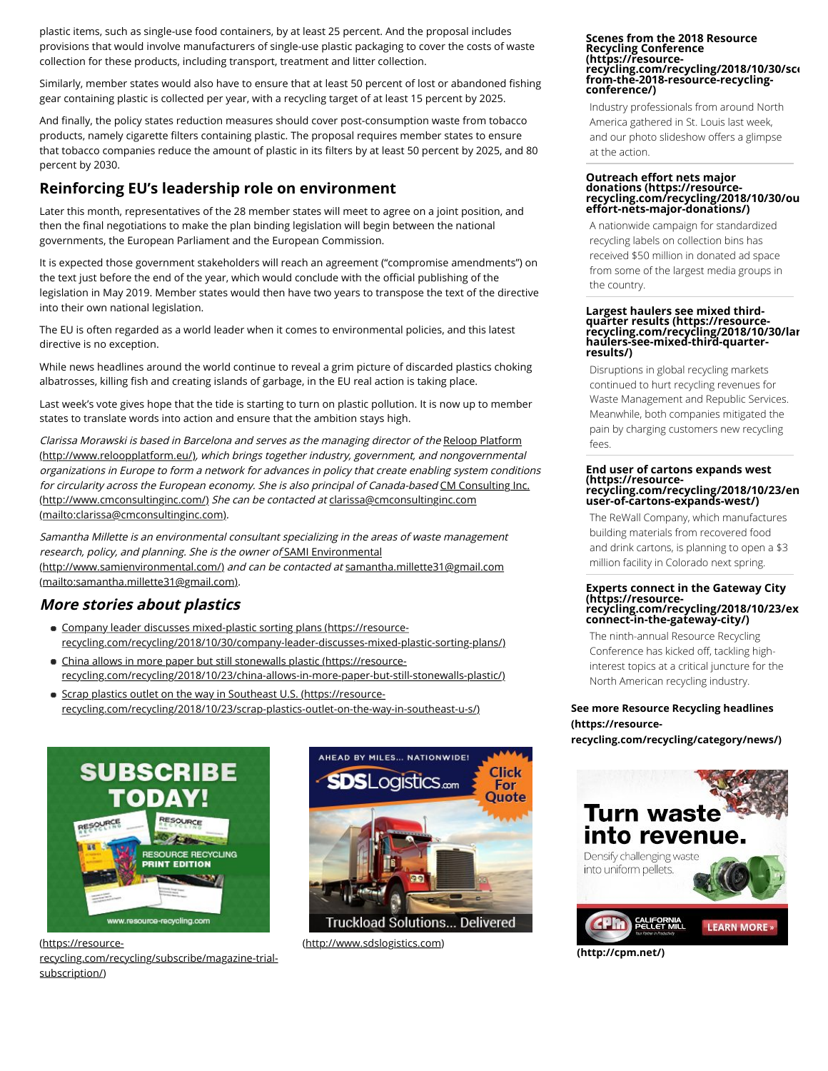plastic items, such as single-use food containers, by at least 25 percent. And the proposal includes provisions that would involve manufacturers of single-use plastic packaging to cover the costs of waste collection for these products, including transport, treatment and litter collection.

Similarly, member states would also have to ensure that at least 50 percent of lost or abandoned fishing gear containing plastic is collected per year, with a recycling target of at least 15 percent by 2025.

And finally, the policy states reduction measures should cover post-consumption waste from tobacco products, namely cigarette filters containing plastic. The proposal requires member states to ensure that tobacco companies reduce the amount of plastic in its filters by at least 50 percent by 2025, and 80 percent by 2030.

## Reinforcing EU's leadership role on environment

Later this month, representatives of the 28 member states will meet to agree on a joint position, and then the final negotiations to make the plan binding legislation will begin between the national governments, the European Parliament and the European Commission.

It is expected those government stakeholders will reach an agreement ("compromise amendments") on the text just before the end of the year, which would conclude with the official publishing of the legislation in May 2019. Member states would then have two years to transpose the text of the directive into their own national legislation.

The EU is often regarded as a world leader when it comes to environmental policies, and this latest directive is no exception.

While news headlines around the world continue to reveal a grim picture of discarded plastics choking albatrosses, killing fish and creating islands of garbage, in the EU real action is taking place.

Last week's vote gives hope that the tide is starting to turn on plastic pollution. It is now up to member states to translate words into action and ensure that the ambition stays high.

*Clarissa Morawski is based in Barcelona and serves as the managing director of the* Reloop Platform (http://www.reloopplatform.eu/)*, which brings together industry, government, and nongovernmental organizations in Europe to form a network for advances in policy that create enabling system conditions for circularity across the European economy. She is also principal of Canada-based* CM Consulting Inc. (http://www.cmconsultinginc.com/) *She can be contacted at* clarissa@cmconsultinginc.com (mailto:clarissa@cmconsultinginc.com).

*Samantha Millette is an environmental consultant specializing in the areas of waste management research, policy, and planning. She is the owner of* SAMI Environmental (http://www.samienvironmental.com/) *and can be contacted at* samantha.millette31@gmail.com (mailto:samantha.millette31@gmail.com).

## *More stories about plastics*

- Company leader discusses mixed-plastic sorting plans (https://resource-recycling.com/recycling/2018/10/30/company-leader-discusses-mixed-plastic-sorting-plans/)
- China allows in more paper but still stonewalls plastic (https://resource-recycling.com/recycling/2018/10/23/china-allows-in-more-paper-but-still-stonewalls-plastic/)
- Scrap plastics outlet on the way in Southeast U.S. (https://resource-recycling.com/recycling/2018/10/23/scrap-plastics-outlet-on-the-way-in-southeast-u-s/)

(https://resource-recycling.com/recycling/subscribe/magazine-trial-subscription/)

(http://www.sdslogistics.com)

**Scenes from the 2018 Resource Recycling Conference (https://resource-recycling.com/recycling/2018/10/30/scenes-from-the-2018-resource-recycling-conference/)**

Industry professionals from around North America gathered in St. Louis last week, and our photo slideshow offers a glimpse at the action.

**Outreach effort nets major donations (https://resource-recycling.com/recycling/2018/10/30/outreach-effort-nets-major-donations/)**

A nationwide campaign for standardized recycling labels on collection bins has received $50 million in donated ad space from some of the largest media groups in the country.

**Largest haulers see mixed third-quarter results (https://resource-recycling.com/recycling/2018/10/30/largest-haulers-see-mixed-third-quarter-results/)**

Disruptions in global recycling markets continued to hurt recycling revenues for Waste Management and Republic Services. Meanwhile, both companies mitigated the pain by charging customers new recycling fees.

**End user of cartons expands west (https://resource-recycling.com/recycling/2018/10/23/end-user-of-cartons-expands-west/)**

The ReWall Company, which manufactures building materials from recovered food and drink cartons, is planning to open a $3 million facility in Colorado next spring.

**Experts connect in the Gateway City (https://resource-recycling.com/recycling/2018/10/23/experts-connect-in-the-gateway-city/)**

The ninth-annual Resource Recycling Conference has kicked off, tackling high-interest topics at a critical juncture for the North American recycling industry.

**See more Resource Recycling headlines (https://resource-recycling.com/recycling/category/news/)**

**(http://cpm.net/)**